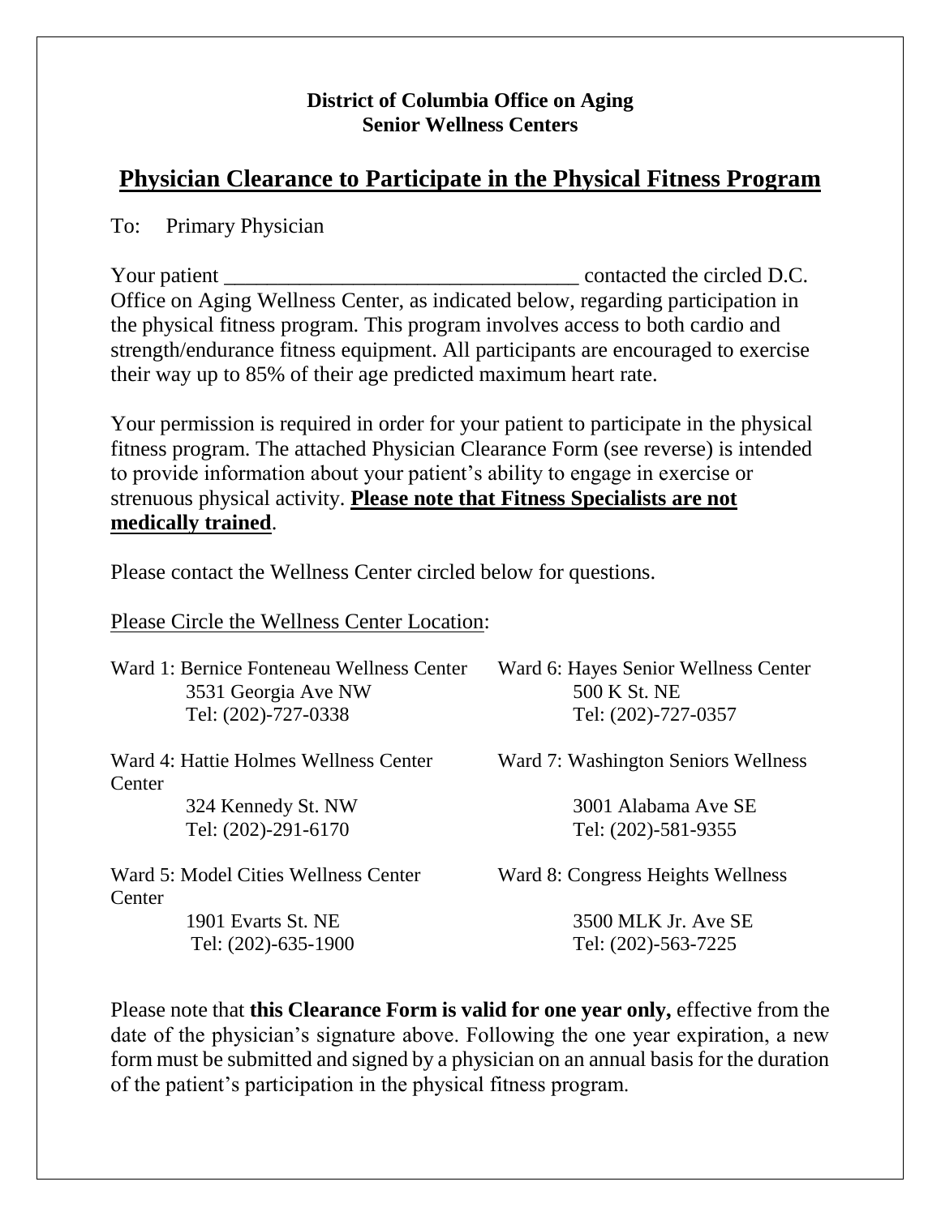**District of Columbia Office on Aging**
**Senior Wellness Centers**

# Physician Clearance to Participate in the Physical Fitness Program

To: Primary Physician

Your patient ________________________________ contacted the circled D.C. Office on Aging Wellness Center, as indicated below, regarding participation in the physical fitness program. This program involves access to both cardio and strength/endurance fitness equipment. All participants are encouraged to exercise their way up to 85% of their age predicted maximum heart rate.

Your permission is required in order for your patient to participate in the physical fitness program. The attached Physician Clearance Form (see reverse) is intended to provide information about your patient's ability to engage in exercise or strenuous physical activity. **Please note that Fitness Specialists are not medically trained**.

Please contact the Wellness Center circled below for questions.

Please Circle the Wellness Center Location:

Ward 1: Bernice Fonteneau Wellness Center
3531 Georgia Ave NW
Tel: (202)-727-0338

Ward 4: Hattie Holmes Wellness Center
324 Kennedy St. NW
Tel: (202)-291-6170

Ward 5: Model Cities Wellness Center
1901 Evarts St. NE
Tel: (202)-635-1900

Ward 6: Hayes Senior Wellness Center
500 K St. NE
Tel: (202)-727-0357

Ward 7: Washington Seniors Wellness Center
3001 Alabama Ave SE
Tel: (202)-581-9355

Ward 8: Congress Heights Wellness Center
3500 MLK Jr. Ave SE
Tel: (202)-563-7225

Please note that **this Clearance Form is valid for one year only,** effective from the date of the physician's signature above. Following the one year expiration, a new form must be submitted and signed by a physician on an annual basis for the duration of the patient's participation in the physical fitness program.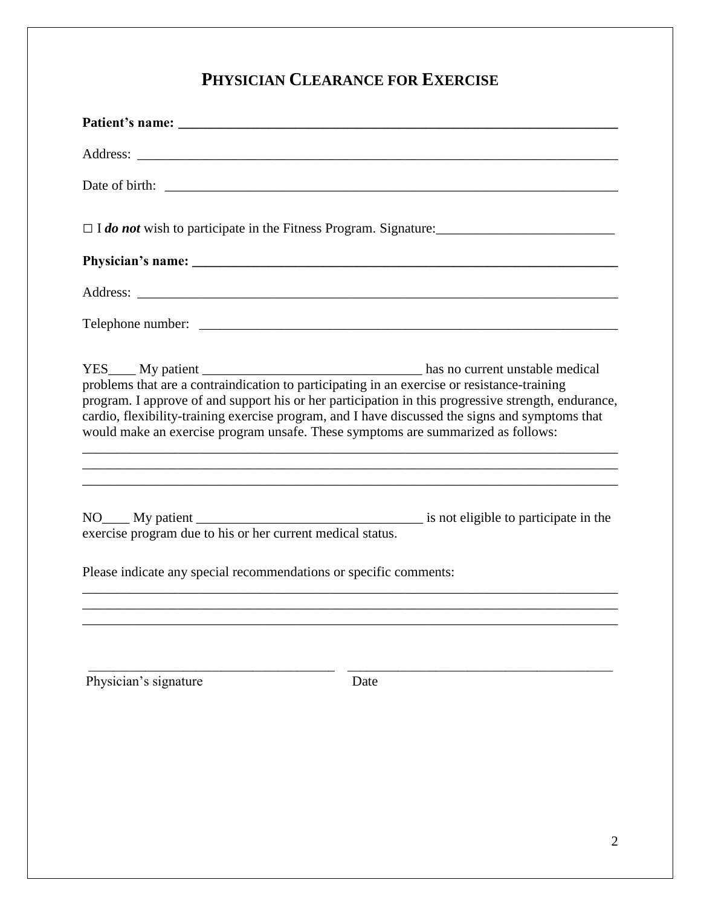# PHYSICIAN CLEARANCE FOR EXERCISE

**Patient's name: ________________________________________________________________**

Address: ________________________________________________________________________

Date of birth: ____________________________________________________________________

□ I ***do not*** wish to participate in the Fitness Program. Signature:__________________________

**Physician's name: ______________________________________________________________**

Address: ________________________________________________________________________

Telephone number: _______________________________________________________________

YES____ My patient ________________________________ has no current unstable medical problems that are a contraindication to participating in an exercise or resistance-training program. I approve of and support his or her participation in this progressive strength, endurance, cardio, flexibility-training exercise program, and I have discussed the signs and symptoms that would make an exercise program unsafe. These symptoms are summarized as follows:

________________________________________________________________________________

________________________________________________________________________________

________________________________________________________________________________

NO____ My patient _________________________________ is not eligible to participate in the exercise program due to his or her current medical status.

Please indicate any special recommendations or specific comments:

________________________________________________________________________________

________________________________________________________________________________

________________________________________________________________________________

____________________________________ ______________________________________

Physician's signature Date